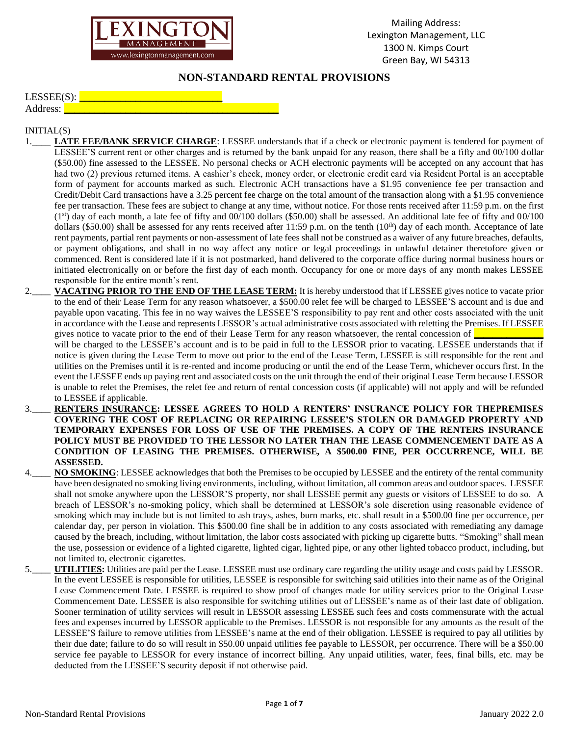Mailing Address:
Lexington Management, LLC
1300 N. Kimps Court
Green Bay, WI 54313

# NON-STANDARD RENTAL PROVISIONS

LESSEE(S): ___________________________
Address: ________________________________________

INITIAL(S)

1.____ **LATE FEE/BANK SERVICE CHARGE**: LESSEE understands that if a check or electronic payment is tendered for payment of LESSEE'S current rent or other charges and is returned by the bank unpaid for any reason, there shall be a fifty and 00/100 dollar ($50.00) fine assessed to the LESSEE. No personal checks or ACH electronic payments will be accepted on any account that has had two (2) previous returned items. A cashier's check, money order, or electronic credit card via Resident Portal is an acceptable form of payment for accounts marked as such. Electronic ACH transactions have a $1.95 convenience fee per transaction and Credit/Debit Card transactions have a 3.25 percent fee charge on the total amount of the transaction along with a $1.95 convenience fee per transaction. These fees are subject to change at any time, without notice. For those rents received after 11:59 p.m. on the first (1st) day of each month, a late fee of fifty and 00/100 dollars ($50.00) shall be assessed. An additional late fee of fifty and 00/100 dollars ($50.00) shall be assessed for any rents received after 11:59 p.m. on the tenth (10th) day of each month. Acceptance of late rent payments, partial rent payments or non-assessment of late fees shall not be construed as a waiver of any future breaches, defaults, or payment obligations, and shall in no way affect any notice or legal proceedings in unlawful detainer theretofore given or commenced. Rent is considered late if it is not postmarked, hand delivered to the corporate office during normal business hours or initiated electronically on or before the first day of each month. Occupancy for one or more days of any month makes LESSEE responsible for the entire month's rent.

2.____ **VACATING PRIOR TO THE END OF THE LEASE TERM:** It is hereby understood that if LESSEE gives notice to vacate prior to the end of their Lease Term for any reason whatsoever, a $500.00 relet fee will be charged to LESSEE'S account and is due and payable upon vacating. This fee in no way waives the LESSEE'S responsibility to pay rent and other costs associated with the unit in accordance with the Lease and represents LESSOR's actual administrative costs associated with reletting the Premises. If LESSEE gives notice to vacate prior to the end of their Lease Term for any reason whatsoever, the rental concession of ____________ will be charged to the LESSEE's account and is to be paid in full to the LESSOR prior to vacating. LESSEE understands that if notice is given during the Lease Term to move out prior to the end of the Lease Term, LESSEE is still responsible for the rent and utilities on the Premises until it is re-rented and income producing or until the end of the Lease Term, whichever occurs first. In the event the LESSEE ends up paying rent and associated costs on the unit through the end of their original Lease Term because LESSOR is unable to relet the Premises, the relet fee and return of rental concession costs (if applicable) will not apply and will be refunded to LESSEE if applicable.

3.____ **RENTERS INSURANCE: LESSEE AGREES TO HOLD A RENTERS' INSURANCE POLICY FOR THEPREMISES COVERING THE COST OF REPLACING OR REPAIRING LESSEE'S STOLEN OR DAMAGED PROPERTY AND TEMPORARY EXPENSES FOR LOSS OF USE OF THE PREMISES. A COPY OF THE RENTERS INSURANCE POLICY MUST BE PROVIDED TO THE LESSOR NO LATER THAN THE LEASE COMMENCEMENT DATE AS A CONDITION OF LEASING THE PREMISES. OTHERWISE, A $500.00 FINE, PER OCCURRENCE, WILL BE ASSESSED.**

4.____ **NO SMOKING**: LESSEE acknowledges that both the Premises to be occupied by LESSEE and the entirety of the rental community have been designated no smoking living environments, including, without limitation, all common areas and outdoor spaces. LESSEE shall not smoke anywhere upon the LESSOR'S property, nor shall LESSEE permit any guests or visitors of LESSEE to do so. A breach of LESSOR's no-smoking policy, which shall be determined at LESSOR's sole discretion using reasonable evidence of smoking which may include but is not limited to ash trays, ashes, burn marks, etc. shall result in a $500.00 fine per occurrence, per calendar day, per person in violation. This $500.00 fine shall be in addition to any costs associated with remediating any damage caused by the breach, including, without limitation, the labor costs associated with picking up cigarette butts. "Smoking" shall mean the use, possession or evidence of a lighted cigarette, lighted cigar, lighted pipe, or any other lighted tobacco product, including, but not limited to, electronic cigarettes.

5.____ **UTILITIES:** Utilities are paid per the Lease. LESSEE must use ordinary care regarding the utility usage and costs paid by LESSOR. In the event LESSEE is responsible for utilities, LESSEE is responsible for switching said utilities into their name as of the Original Lease Commencement Date. LESSEE is required to show proof of changes made for utility services prior to the Original Lease Commencement Date. LESSEE is also responsible for switching utilities out of LESSEE's name as of their last date of obligation. Sooner termination of utility services will result in LESSOR assessing LESSEE such fees and costs commensurate with the actual fees and expenses incurred by LESSOR applicable to the Premises. LESSOR is not responsible for any amounts as the result of the LESSEE'S failure to remove utilities from LESSEE's name at the end of their obligation. LESSEE is required to pay all utilities by their due date; failure to do so will result in $50.00 unpaid utilities fee payable to LESSOR, per occurrence. There will be a $50.00 service fee payable to LESSOR for every instance of incorrect billing. Any unpaid utilities, water, fees, final bills, etc. may be deducted from the LESSEE'S security deposit if not otherwise paid.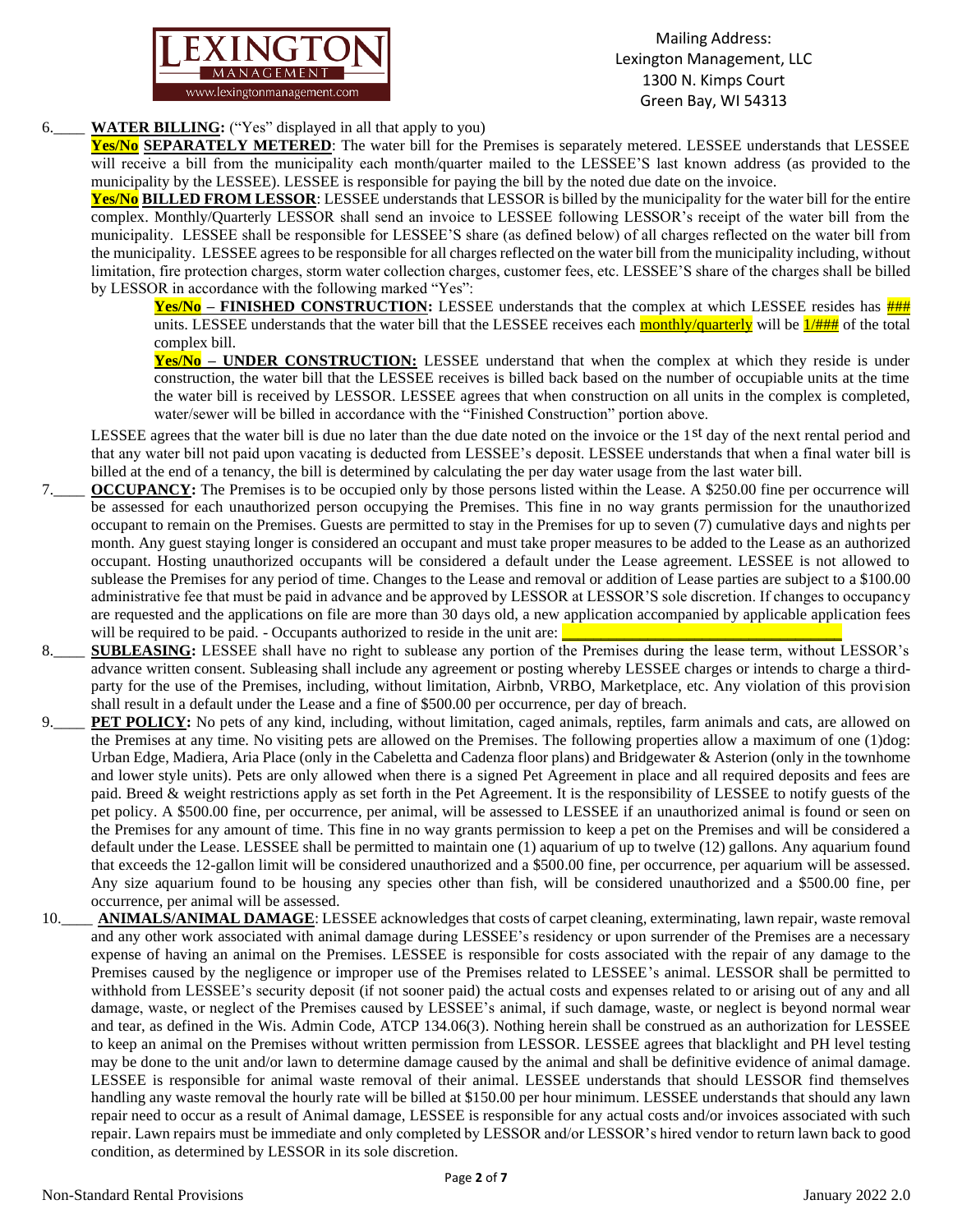6.____ **WATER BILLING:** ("Yes" displayed in all that apply to you)

**Yes/No** **SEPARATELY METERED**: The water bill for the Premises is separately metered. LESSEE understands that LESSEE will receive a bill from the municipality each month/quarter mailed to the LESSEE'S last known address (as provided to the municipality by the LESSEE). LESSEE is responsible for paying the bill by the noted due date on the invoice.

**Yes/No** **BILLED FROM LESSOR**: LESSEE understands that LESSOR is billed by the municipality for the water bill for the entire complex. Monthly/Quarterly LESSOR shall send an invoice to LESSEE following LESSOR's receipt of the water bill from the municipality. LESSEE shall be responsible for LESSEE'S share (as defined below) of all charges reflected on the water bill from the municipality. LESSEE agrees to be responsible for all charges reflected on the water bill from the municipality including, without limitation, fire protection charges, storm water collection charges, customer fees, etc. LESSEE'S share of the charges shall be billed by LESSOR in accordance with the following marked "Yes":

> **Yes/No – FINISHED CONSTRUCTION:** LESSEE understands that the complex at which LESSEE resides has ### units. LESSEE understands that the water bill that the LESSEE receives each monthly/quarterly will be 1/### of the total complex bill.
>
> **Yes/No – UNDER CONSTRUCTION:** LESSEE understand that when the complex at which they reside is under construction, the water bill that the LESSEE receives is billed back based on the number of occupiable units at the time the water bill is received by LESSOR. LESSEE agrees that when construction on all units in the complex is completed, water/sewer will be billed in accordance with the "Finished Construction" portion above.

LESSEE agrees that the water bill is due no later than the due date noted on the invoice or the 1st day of the next rental period and that any water bill not paid upon vacating is deducted from LESSEE's deposit. LESSEE understands that when a final water bill is billed at the end of a tenancy, the bill is determined by calculating the per day water usage from the last water bill.

7.____ **OCCUPANCY:** The Premises is to be occupied only by those persons listed within the Lease. A $250.00 fine per occurrence will be assessed for each unauthorized person occupying the Premises. This fine in no way grants permission for the unauthorized occupant to remain on the Premises. Guests are permitted to stay in the Premises for up to seven (7) cumulative days and nights per month. Any guest staying longer is considered an occupant and must take proper measures to be added to the Lease as an authorized occupant. Hosting unauthorized occupants will be considered a default under the Lease agreement. LESSEE is not allowed to sublease the Premises for any period of time. Changes to the Lease and removal or addition of Lease parties are subject to a $100.00 administrative fee that must be paid in advance and be approved by LESSOR at LESSOR'S sole discretion. If changes to occupancy are requested and the applications on file are more than 30 days old, a new application accompanied by applicable application fees will be required to be paid. - Occupants authorized to reside in the unit are: ________________________________

8.____ **SUBLEASING:** LESSEE shall have no right to sublease any portion of the Premises during the lease term, without LESSOR's advance written consent. Subleasing shall include any agreement or posting whereby LESSEE charges or intends to charge a third-party for the use of the Premises, including, without limitation, Airbnb, VRBO, Marketplace, etc. Any violation of this provision shall result in a default under the Lease and a fine of $500.00 per occurrence, per day of breach.

9.____ **PET POLICY:** No pets of any kind, including, without limitation, caged animals, reptiles, farm animals and cats, are allowed on the Premises at any time. No visiting pets are allowed on the Premises. The following properties allow a maximum of one (1)dog: Urban Edge, Madiera, Aria Place (only in the Cabeletta and Cadenza floor plans) and Bridgewater & Asterion (only in the townhome and lower style units). Pets are only allowed when there is a signed Pet Agreement in place and all required deposits and fees are paid. Breed & weight restrictions apply as set forth in the Pet Agreement. It is the responsibility of LESSEE to notify guests of the pet policy. A $500.00 fine, per occurrence, per animal, will be assessed to LESSEE if an unauthorized animal is found or seen on the Premises for any amount of time. This fine in no way grants permission to keep a pet on the Premises and will be considered a default under the Lease. LESSEE shall be permitted to maintain one (1) aquarium of up to twelve (12) gallons. Any aquarium found that exceeds the 12-gallon limit will be considered unauthorized and a $500.00 fine, per occurrence, per aquarium will be assessed. Any size aquarium found to be housing any species other than fish, will be considered unauthorized and a $500.00 fine, per occurrence, per animal will be assessed.

10.____ **ANIMALS/ANIMAL DAMAGE**: LESSEE acknowledges that costs of carpet cleaning, exterminating, lawn repair, waste removal and any other work associated with animal damage during LESSEE's residency or upon surrender of the Premises are a necessary expense of having an animal on the Premises. LESSEE is responsible for costs associated with the repair of any damage to the Premises caused by the negligence or improper use of the Premises related to LESSEE's animal. LESSOR shall be permitted to withhold from LESSEE's security deposit (if not sooner paid) the actual costs and expenses related to or arising out of any and all damage, waste, or neglect of the Premises caused by LESSEE's animal, if such damage, waste, or neglect is beyond normal wear and tear, as defined in the Wis. Admin Code, ATCP 134.06(3). Nothing herein shall be construed as an authorization for LESSEE to keep an animal on the Premises without written permission from LESSOR. LESSEE agrees that blacklight and PH level testing may be done to the unit and/or lawn to determine damage caused by the animal and shall be definitive evidence of animal damage. LESSEE is responsible for animal waste removal of their animal. LESSEE understands that should LESSOR find themselves handling any waste removal the hourly rate will be billed at $150.00 per hour minimum. LESSEE understands that should any lawn repair need to occur as a result of Animal damage, LESSEE is responsible for any actual costs and/or invoices associated with such repair. Lawn repairs must be immediate and only completed by LESSOR and/or LESSOR's hired vendor to return lawn back to good condition, as determined by LESSOR in its sole discretion.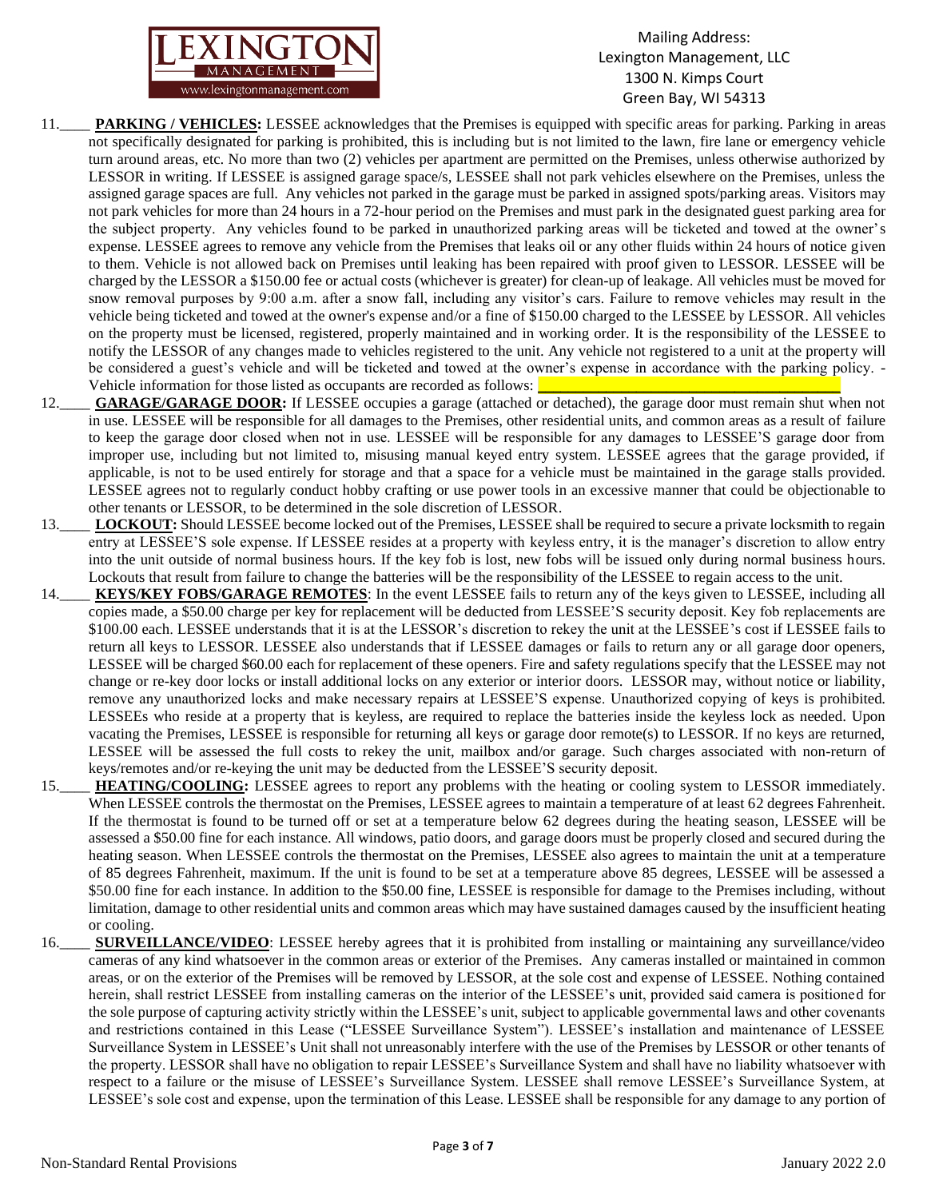Mailing Address:
Lexington Management, LLC
1300 N. Kimps Court
Green Bay, WI 54313

11.____ **PARKING / VEHICLES:** LESSEE acknowledges that the Premises is equipped with specific areas for parking. Parking in areas not specifically designated for parking is prohibited, this is including but is not limited to the lawn, fire lane or emergency vehicle turn around areas, etc. No more than two (2) vehicles per apartment are permitted on the Premises, unless otherwise authorized by LESSOR in writing. If LESSEE is assigned garage space/s, LESSEE shall not park vehicles elsewhere on the Premises, unless the assigned garage spaces are full. Any vehicles not parked in the garage must be parked in assigned spots/parking areas. Visitors may not park vehicles for more than 24 hours in a 72-hour period on the Premises and must park in the designated guest parking area for the subject property. Any vehicles found to be parked in unauthorized parking areas will be ticketed and towed at the owner's expense. LESSEE agrees to remove any vehicle from the Premises that leaks oil or any other fluids within 24 hours of notice given to them. Vehicle is not allowed back on Premises until leaking has been repaired with proof given to LESSOR. LESSEE will be charged by the LESSOR a $150.00 fee or actual costs (whichever is greater) for clean-up of leakage. All vehicles must be moved for snow removal purposes by 9:00 a.m. after a snow fall, including any visitor's cars. Failure to remove vehicles may result in the vehicle being ticketed and towed at the owner's expense and/or a fine of $150.00 charged to the LESSEE by LESSOR. All vehicles on the property must be licensed, registered, properly maintained and in working order. It is the responsibility of the LESSEE to notify the LESSOR of any changes made to vehicles registered to the unit. Any vehicle not registered to a unit at the property will be considered a guest's vehicle and will be ticketed and towed at the owner's expense in accordance with the parking policy. - Vehicle information for those listed as occupants are recorded as follows: ____________________________________

12.____ **GARAGE/GARAGE DOOR:** If LESSEE occupies a garage (attached or detached), the garage door must remain shut when not in use. LESSEE will be responsible for all damages to the Premises, other residential units, and common areas as a result of failure to keep the garage door closed when not in use. LESSEE will be responsible for any damages to LESSEE'S garage door from improper use, including but not limited to, misusing manual keyed entry system. LESSEE agrees that the garage provided, if applicable, is not to be used entirely for storage and that a space for a vehicle must be maintained in the garage stalls provided. LESSEE agrees not to regularly conduct hobby crafting or use power tools in an excessive manner that could be objectionable to other tenants or LESSOR, to be determined in the sole discretion of LESSOR.

13.____ **LOCKOUT:** Should LESSEE become locked out of the Premises, LESSEE shall be required to secure a private locksmith to regain entry at LESSEE'S sole expense. If LESSEE resides at a property with keyless entry, it is the manager's discretion to allow entry into the unit outside of normal business hours. If the key fob is lost, new fobs will be issued only during normal business hours. Lockouts that result from failure to change the batteries will be the responsibility of the LESSEE to regain access to the unit.

14.____ **KEYS/KEY FOBS/GARAGE REMOTES**: In the event LESSEE fails to return any of the keys given to LESSEE, including all copies made, a $50.00 charge per key for replacement will be deducted from LESSEE'S security deposit. Key fob replacements are $100.00 each. LESSEE understands that it is at the LESSOR's discretion to rekey the unit at the LESSEE's cost if LESSEE fails to return all keys to LESSOR. LESSEE also understands that if LESSEE damages or fails to return any or all garage door openers, LESSEE will be charged $60.00 each for replacement of these openers. Fire and safety regulations specify that the LESSEE may not change or re-key door locks or install additional locks on any exterior or interior doors. LESSOR may, without notice or liability, remove any unauthorized locks and make necessary repairs at LESSEE'S expense. Unauthorized copying of keys is prohibited. LESSEEs who reside at a property that is keyless, are required to replace the batteries inside the keyless lock as needed. Upon vacating the Premises, LESSEE is responsible for returning all keys or garage door remote(s) to LESSOR. If no keys are returned, LESSEE will be assessed the full costs to rekey the unit, mailbox and/or garage. Such charges associated with non-return of keys/remotes and/or re-keying the unit may be deducted from the LESSEE'S security deposit.

15.____ **HEATING/COOLING:** LESSEE agrees to report any problems with the heating or cooling system to LESSOR immediately. When LESSEE controls the thermostat on the Premises, LESSEE agrees to maintain a temperature of at least 62 degrees Fahrenheit. If the thermostat is found to be turned off or set at a temperature below 62 degrees during the heating season, LESSEE will be assessed a $50.00 fine for each instance. All windows, patio doors, and garage doors must be properly closed and secured during the heating season. When LESSEE controls the thermostat on the Premises, LESSEE also agrees to maintain the unit at a temperature of 85 degrees Fahrenheit, maximum. If the unit is found to be set at a temperature above 85 degrees, LESSEE will be assessed a $50.00 fine for each instance. In addition to the $50.00 fine, LESSEE is responsible for damage to the Premises including, without limitation, damage to other residential units and common areas which may have sustained damages caused by the insufficient heating or cooling.

16.____ **SURVEILLANCE/VIDEO**: LESSEE hereby agrees that it is prohibited from installing or maintaining any surveillance/video cameras of any kind whatsoever in the common areas or exterior of the Premises. Any cameras installed or maintained in common areas, or on the exterior of the Premises will be removed by LESSOR, at the sole cost and expense of LESSEE. Nothing contained herein, shall restrict LESSEE from installing cameras on the interior of the LESSEE's unit, provided said camera is positioned for the sole purpose of capturing activity strictly within the LESSEE's unit, subject to applicable governmental laws and other covenants and restrictions contained in this Lease ("LESSEE Surveillance System"). LESSEE's installation and maintenance of LESSEE Surveillance System in LESSEE's Unit shall not unreasonably interfere with the use of the Premises by LESSOR or other tenants of the property. LESSOR shall have no obligation to repair LESSEE's Surveillance System and shall have no liability whatsoever with respect to a failure or the misuse of LESSEE's Surveillance System. LESSEE shall remove LESSEE's Surveillance System, at LESSEE's sole cost and expense, upon the termination of this Lease. LESSEE shall be responsible for any damage to any portion of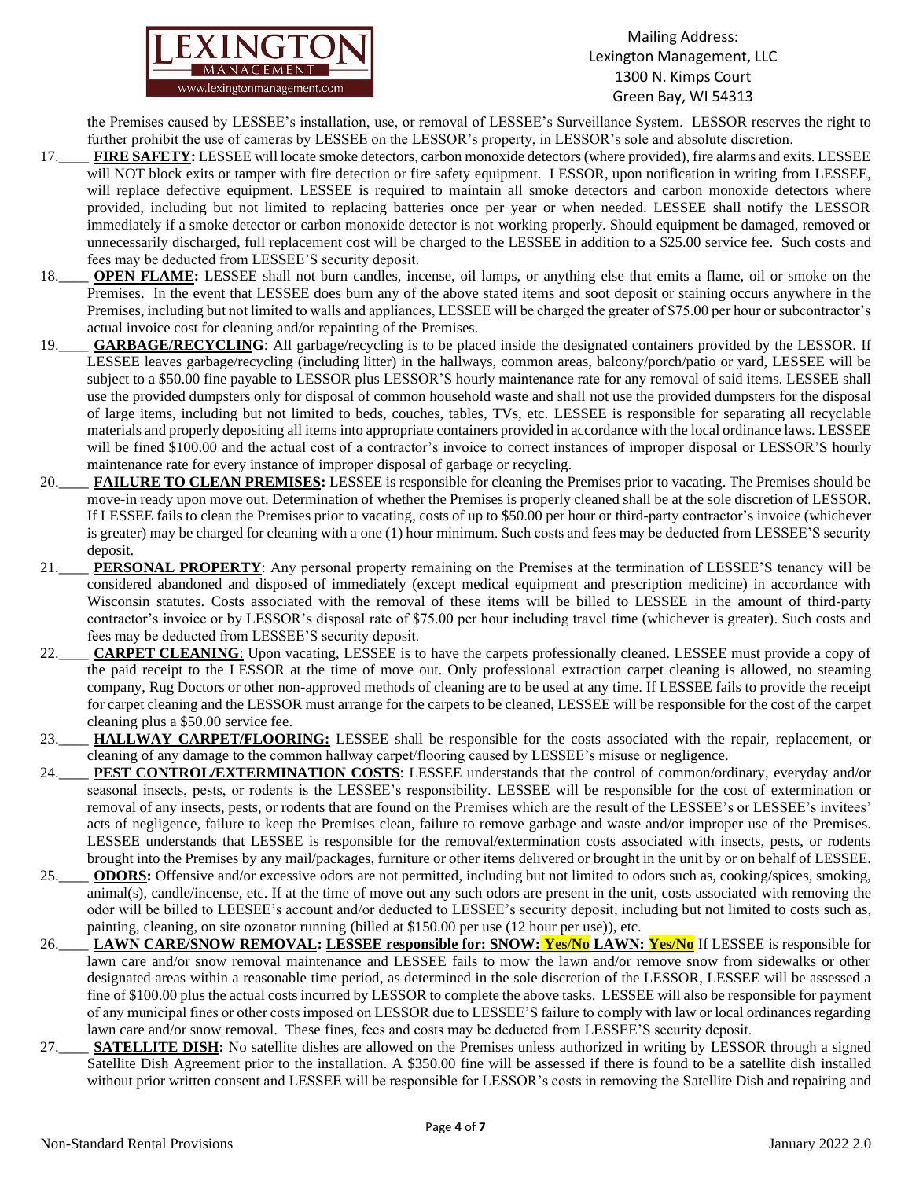the Premises caused by LESSEE's installation, use, or removal of LESSEE's Surveillance System. LESSOR reserves the right to further prohibit the use of cameras by LESSEE on the LESSOR's property, in LESSOR's sole and absolute discretion.

17.____ **FIRE SAFETY:** LESSEE will locate smoke detectors, carbon monoxide detectors (where provided), fire alarms and exits. LESSEE will NOT block exits or tamper with fire detection or fire safety equipment. LESSOR, upon notification in writing from LESSEE, will replace defective equipment. LESSEE is required to maintain all smoke detectors and carbon monoxide detectors where provided, including but not limited to replacing batteries once per year or when needed. LESSEE shall notify the LESSOR immediately if a smoke detector or carbon monoxide detector is not working properly. Should equipment be damaged, removed or unnecessarily discharged, full replacement cost will be charged to the LESSEE in addition to a $25.00 service fee. Such costs and fees may be deducted from LESSEE'S security deposit.

18.____ **OPEN FLAME:** LESSEE shall not burn candles, incense, oil lamps, or anything else that emits a flame, oil or smoke on the Premises. In the event that LESSEE does burn any of the above stated items and soot deposit or staining occurs anywhere in the Premises, including but not limited to walls and appliances, LESSEE will be charged the greater of $75.00 per hour or subcontractor's actual invoice cost for cleaning and/or repainting of the Premises.

19.____ **GARBAGE/RECYCLING**: All garbage/recycling is to be placed inside the designated containers provided by the LESSOR. If LESSEE leaves garbage/recycling (including litter) in the hallways, common areas, balcony/porch/patio or yard, LESSEE will be subject to a $50.00 fine payable to LESSOR plus LESSOR'S hourly maintenance rate for any removal of said items. LESSEE shall use the provided dumpsters only for disposal of common household waste and shall not use the provided dumpsters for the disposal of large items, including but not limited to beds, couches, tables, TVs, etc. LESSEE is responsible for separating all recyclable materials and properly depositing all items into appropriate containers provided in accordance with the local ordinance laws. LESSEE will be fined $100.00 and the actual cost of a contractor's invoice to correct instances of improper disposal or LESSOR'S hourly maintenance rate for every instance of improper disposal of garbage or recycling.

20.____ **FAILURE TO CLEAN PREMISES:** LESSEE is responsible for cleaning the Premises prior to vacating. The Premises should be move-in ready upon move out. Determination of whether the Premises is properly cleaned shall be at the sole discretion of LESSOR. If LESSEE fails to clean the Premises prior to vacating, costs of up to $50.00 per hour or third-party contractor's invoice (whichever is greater) may be charged for cleaning with a one (1) hour minimum. Such costs and fees may be deducted from LESSEE'S security deposit.

21.____ **PERSONAL PROPERTY**: Any personal property remaining on the Premises at the termination of LESSEE'S tenancy will be considered abandoned and disposed of immediately (except medical equipment and prescription medicine) in accordance with Wisconsin statutes. Costs associated with the removal of these items will be billed to LESSEE in the amount of third-party contractor's invoice or by LESSOR's disposal rate of $75.00 per hour including travel time (whichever is greater). Such costs and fees may be deducted from LESSEE'S security deposit.

22.____ **CARPET CLEANING**: Upon vacating, LESSEE is to have the carpets professionally cleaned. LESSEE must provide a copy of the paid receipt to the LESSOR at the time of move out. Only professional extraction carpet cleaning is allowed, no steaming company, Rug Doctors or other non-approved methods of cleaning are to be used at any time. If LESSEE fails to provide the receipt for carpet cleaning and the LESSOR must arrange for the carpets to be cleaned, LESSEE will be responsible for the cost of the carpet cleaning plus a $50.00 service fee.

23.____ **HALLWAY CARPET/FLOORING:** LESSEE shall be responsible for the costs associated with the repair, replacement, or cleaning of any damage to the common hallway carpet/flooring caused by LESSEE's misuse or negligence.

24.____ **PEST CONTROL/EXTERMINATION COSTS**: LESSEE understands that the control of common/ordinary, everyday and/or seasonal insects, pests, or rodents is the LESSEE's responsibility. LESSEE will be responsible for the cost of extermination or removal of any insects, pests, or rodents that are found on the Premises which are the result of the LESSEE's or LESSEE's invitees' acts of negligence, failure to keep the Premises clean, failure to remove garbage and waste and/or improper use of the Premises. LESSEE understands that LESSEE is responsible for the removal/extermination costs associated with insects, pests, or rodents brought into the Premises by any mail/packages, furniture or other items delivered or brought in the unit by or on behalf of LESSEE.

25.____ **ODORS:** Offensive and/or excessive odors are not permitted, including but not limited to odors such as, cooking/spices, smoking, animal(s), candle/incense, etc. If at the time of move out any such odors are present in the unit, costs associated with removing the odor will be billed to LEESEE's account and/or deducted to LESSEE's security deposit, including but not limited to costs such as, painting, cleaning, on site ozonator running (billed at $150.00 per use (12 hour per use)), etc.

26.____ **LAWN CARE/SNOW REMOVAL: LESSEE responsible for: SNOW: Yes/No LAWN: Yes/No** If LESSEE is responsible for lawn care and/or snow removal maintenance and LESSEE fails to mow the lawn and/or remove snow from sidewalks or other designated areas within a reasonable time period, as determined in the sole discretion of the LESSOR, LESSEE will be assessed a fine of $100.00 plus the actual costs incurred by LESSOR to complete the above tasks. LESSEE will also be responsible for payment of any municipal fines or other costs imposed on LESSOR due to LESSEE'S failure to comply with law or local ordinances regarding lawn care and/or snow removal. These fines, fees and costs may be deducted from LESSEE'S security deposit.

27.____ **SATELLITE DISH:** No satellite dishes are allowed on the Premises unless authorized in writing by LESSOR through a signed Satellite Dish Agreement prior to the installation. A $350.00 fine will be assessed if there is found to be a satellite dish installed without prior written consent and LESSEE will be responsible for LESSOR's costs in removing the Satellite Dish and repairing and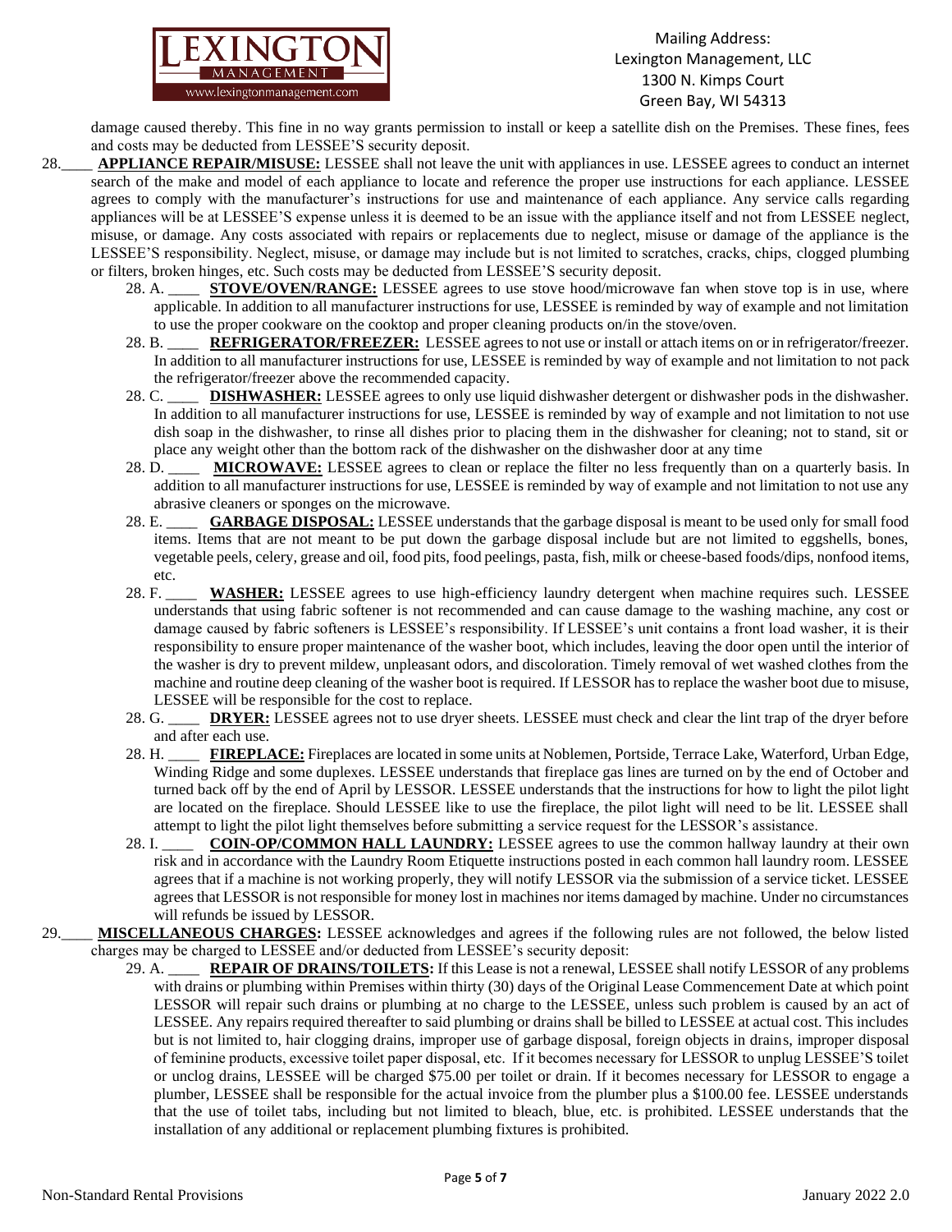damage caused thereby. This fine in no way grants permission to install or keep a satellite dish on the Premises. These fines, fees and costs may be deducted from LESSEE'S security deposit.

28.\_\_\_\_ **APPLIANCE REPAIR/MISUSE:** LESSEE shall not leave the unit with appliances in use. LESSEE agrees to conduct an internet search of the make and model of each appliance to locate and reference the proper use instructions for each appliance. LESSEE agrees to comply with the manufacturer's instructions for use and maintenance of each appliance. Any service calls regarding appliances will be at LESSEE'S expense unless it is deemed to be an issue with the appliance itself and not from LESSEE neglect, misuse, or damage. Any costs associated with repairs or replacements due to neglect, misuse or damage of the appliance is the LESSEE'S responsibility. Neglect, misuse, or damage may include but is not limited to scratches, cracks, chips, clogged plumbing or filters, broken hinges, etc. Such costs may be deducted from LESSEE'S security deposit.

28. A. \_\_\_\_ **STOVE/OVEN/RANGE:** LESSEE agrees to use stove hood/microwave fan when stove top is in use, where applicable. In addition to all manufacturer instructions for use, LESSEE is reminded by way of example and not limitation to use the proper cookware on the cooktop and proper cleaning products on/in the stove/oven.

28. B. \_\_\_\_ **REFRIGERATOR/FREEZER:** LESSEE agrees to not use or install or attach items on or in refrigerator/freezer. In addition to all manufacturer instructions for use, LESSEE is reminded by way of example and not limitation to not pack the refrigerator/freezer above the recommended capacity.

28. C. \_\_\_\_ **DISHWASHER:** LESSEE agrees to only use liquid dishwasher detergent or dishwasher pods in the dishwasher. In addition to all manufacturer instructions for use, LESSEE is reminded by way of example and not limitation to not use dish soap in the dishwasher, to rinse all dishes prior to placing them in the dishwasher for cleaning; not to stand, sit or place any weight other than the bottom rack of the dishwasher on the dishwasher door at any time

28. D. \_\_\_\_ **MICROWAVE:** LESSEE agrees to clean or replace the filter no less frequently than on a quarterly basis. In addition to all manufacturer instructions for use, LESSEE is reminded by way of example and not limitation to not use any abrasive cleaners or sponges on the microwave.

28. E. \_\_\_\_ **GARBAGE DISPOSAL:** LESSEE understands that the garbage disposal is meant to be used only for small food items. Items that are not meant to be put down the garbage disposal include but are not limited to eggshells, bones, vegetable peels, celery, grease and oil, food pits, food peelings, pasta, fish, milk or cheese-based foods/dips, nonfood items, etc.

28. F. \_\_\_\_ **WASHER:** LESSEE agrees to use high-efficiency laundry detergent when machine requires such. LESSEE understands that using fabric softener is not recommended and can cause damage to the washing machine, any cost or damage caused by fabric softeners is LESSEE's responsibility. If LESSEE's unit contains a front load washer, it is their responsibility to ensure proper maintenance of the washer boot, which includes, leaving the door open until the interior of the washer is dry to prevent mildew, unpleasant odors, and discoloration. Timely removal of wet washed clothes from the machine and routine deep cleaning of the washer boot is required. If LESSOR has to replace the washer boot due to misuse, LESSEE will be responsible for the cost to replace.

28. G. \_\_\_\_ **DRYER:** LESSEE agrees not to use dryer sheets. LESSEE must check and clear the lint trap of the dryer before and after each use.

28. H. \_\_\_\_ **FIREPLACE:** Fireplaces are located in some units at Noblemen, Portside, Terrace Lake, Waterford, Urban Edge, Winding Ridge and some duplexes. LESSEE understands that fireplace gas lines are turned on by the end of October and turned back off by the end of April by LESSOR. LESSEE understands that the instructions for how to light the pilot light are located on the fireplace. Should LESSEE like to use the fireplace, the pilot light will need to be lit. LESSEE shall attempt to light the pilot light themselves before submitting a service request for the LESSOR's assistance.

28. I. \_\_\_\_ **COIN-OP/COMMON HALL LAUNDRY:** LESSEE agrees to use the common hallway laundry at their own risk and in accordance with the Laundry Room Etiquette instructions posted in each common hall laundry room. LESSEE agrees that if a machine is not working properly, they will notify LESSOR via the submission of a service ticket. LESSEE agrees that LESSOR is not responsible for money lost in machines nor items damaged by machine. Under no circumstances will refunds be issued by LESSOR.

29.\_\_\_\_ **MISCELLANEOUS CHARGES:** LESSEE acknowledges and agrees if the following rules are not followed, the below listed charges may be charged to LESSEE and/or deducted from LESSEE's security deposit:

29. A. \_\_\_\_ **REPAIR OF DRAINS/TOILETS:** If this Lease is not a renewal, LESSEE shall notify LESSOR of any problems with drains or plumbing within Premises within thirty (30) days of the Original Lease Commencement Date at which point LESSOR will repair such drains or plumbing at no charge to the LESSEE, unless such problem is caused by an act of LESSEE. Any repairs required thereafter to said plumbing or drains shall be billed to LESSEE at actual cost. This includes but is not limited to, hair clogging drains, improper use of garbage disposal, foreign objects in drains, improper disposal of feminine products, excessive toilet paper disposal, etc. If it becomes necessary for LESSOR to unplug LESSEE'S toilet or unclog drains, LESSEE will be charged $75.00 per toilet or drain. If it becomes necessary for LESSOR to engage a plumber, LESSEE shall be responsible for the actual invoice from the plumber plus a $100.00 fee. LESSEE understands that the use of toilet tabs, including but not limited to bleach, blue, etc. is prohibited. LESSEE understands that the installation of any additional or replacement plumbing fixtures is prohibited.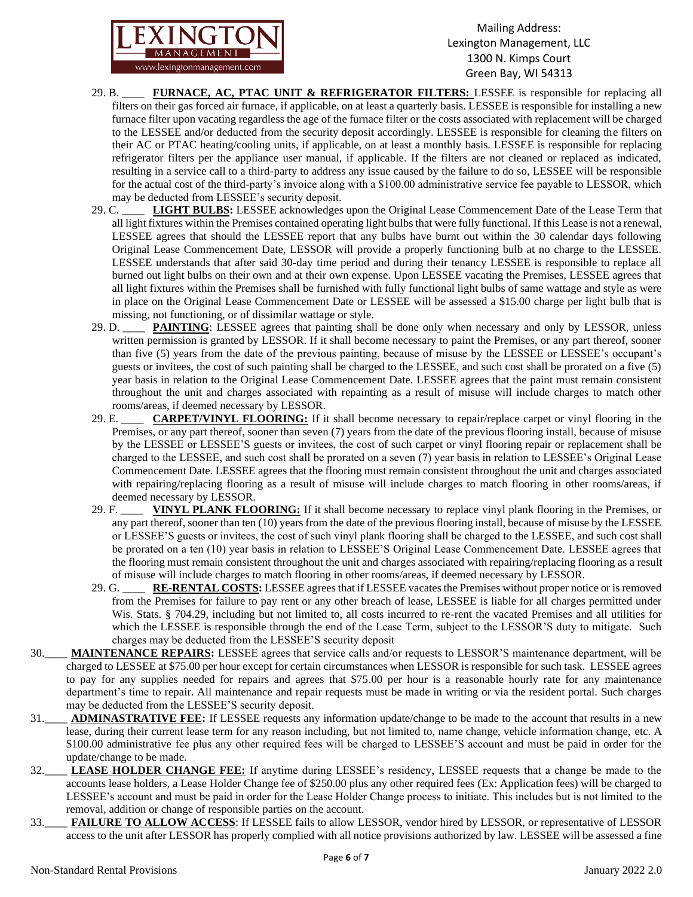29. B. ____ **FURNACE, AC, PTAC UNIT & REFRIGERATOR FILTERS:** LESSEE is responsible for replacing all filters on their gas forced air furnace, if applicable, on at least a quarterly basis. LESSEE is responsible for installing a new furnace filter upon vacating regardless the age of the furnace filter or the costs associated with replacement will be charged to the LESSEE and/or deducted from the security deposit accordingly. LESSEE is responsible for cleaning the filters on their AC or PTAC heating/cooling units, if applicable, on at least a monthly basis. LESSEE is responsible for replacing refrigerator filters per the appliance user manual, if applicable. If the filters are not cleaned or replaced as indicated, resulting in a service call to a third-party to address any issue caused by the failure to do so, LESSEE will be responsible for the actual cost of the third-party's invoice along with a $100.00 administrative service fee payable to LESSOR, which may be deducted from LESSEE's security deposit.

29. C. ____ **LIGHT BULBS:** LESSEE acknowledges upon the Original Lease Commencement Date of the Lease Term that all light fixtures within the Premises contained operating light bulbs that were fully functional. If this Lease is not a renewal, LESSEE agrees that should the LESSEE report that any bulbs have burnt out within the 30 calendar days following Original Lease Commencement Date, LESSOR will provide a properly functioning bulb at no charge to the LESSEE. LESSEE understands that after said 30-day time period and during their tenancy LESSEE is responsible to replace all burned out light bulbs on their own and at their own expense. Upon LESSEE vacating the Premises, LESSEE agrees that all light fixtures within the Premises shall be furnished with fully functional light bulbs of same wattage and style as were in place on the Original Lease Commencement Date or LESSEE will be assessed a $15.00 charge per light bulb that is missing, not functioning, or of dissimilar wattage or style.

29. D. ____ **PAINTING**: LESSEE agrees that painting shall be done only when necessary and only by LESSOR, unless written permission is granted by LESSOR. If it shall become necessary to paint the Premises, or any part thereof, sooner than five (5) years from the date of the previous painting, because of misuse by the LESSEE or LESSEE's occupant's guests or invitees, the cost of such painting shall be charged to the LESSEE, and such cost shall be prorated on a five (5) year basis in relation to the Original Lease Commencement Date. LESSEE agrees that the paint must remain consistent throughout the unit and charges associated with repainting as a result of misuse will include charges to match other rooms/areas, if deemed necessary by LESSOR.

29. E. ____ **CARPET/VINYL FLOORING:** If it shall become necessary to repair/replace carpet or vinyl flooring in the Premises, or any part thereof, sooner than seven (7) years from the date of the previous flooring install, because of misuse by the LESSEE or LESSEE'S guests or invitees, the cost of such carpet or vinyl flooring repair or replacement shall be charged to the LESSEE, and such cost shall be prorated on a seven (7) year basis in relation to LESSEE's Original Lease Commencement Date. LESSEE agrees that the flooring must remain consistent throughout the unit and charges associated with repairing/replacing flooring as a result of misuse will include charges to match flooring in other rooms/areas, if deemed necessary by LESSOR.

29. F. ____ **VINYL PLANK FLOORING:** If it shall become necessary to replace vinyl plank flooring in the Premises, or any part thereof, sooner than ten (10) years from the date of the previous flooring install, because of misuse by the LESSEE or LESSEE'S guests or invitees, the cost of such vinyl plank flooring shall be charged to the LESSEE, and such cost shall be prorated on a ten (10) year basis in relation to LESSEE'S Original Lease Commencement Date. LESSEE agrees that the flooring must remain consistent throughout the unit and charges associated with repairing/replacing flooring as a result of misuse will include charges to match flooring in other rooms/areas, if deemed necessary by LESSOR.

29. G. ____ **RE-RENTAL COSTS:** LESSEE agrees that if LESSEE vacates the Premises without proper notice or is removed from the Premises for failure to pay rent or any other breach of lease, LESSEE is liable for all charges permitted under Wis. Stats. § 704.29, including but not limited to, all costs incurred to re-rent the vacated Premises and all utilities for which the LESSEE is responsible through the end of the Lease Term, subject to the LESSOR'S duty to mitigate. Such charges may be deducted from the LESSEE'S security deposit

30.____ **MAINTENANCE REPAIRS:** LESSEE agrees that service calls and/or requests to LESSOR'S maintenance department, will be charged to LESSEE at $75.00 per hour except for certain circumstances when LESSOR is responsible for such task. LESSEE agrees to pay for any supplies needed for repairs and agrees that $75.00 per hour is a reasonable hourly rate for any maintenance department's time to repair. All maintenance and repair requests must be made in writing or via the resident portal. Such charges may be deducted from the LESSEE'S security deposit.

31.____ **ADMINASTRATIVE FEE:** If LESSEE requests any information update/change to be made to the account that results in a new lease, during their current lease term for any reason including, but not limited to, name change, vehicle information change, etc. A $100.00 administrative fee plus any other required fees will be charged to LESSEE'S account and must be paid in order for the update/change to be made.

32.____ **LEASE HOLDER CHANGE FEE:** If anytime during LESSEE's residency, LESSEE requests that a change be made to the accounts lease holders, a Lease Holder Change fee of $250.00 plus any other required fees (Ex: Application fees) will be charged to LESSEE's account and must be paid in order for the Lease Holder Change process to initiate. This includes but is not limited to the removal, addition or change of responsible parties on the account.

33.____ **FAILURE TO ALLOW ACCESS**: If LESSEE fails to allow LESSOR, vendor hired by LESSOR, or representative of LESSOR access to the unit after LESSOR has properly complied with all notice provisions authorized by law. LESSEE will be assessed a fine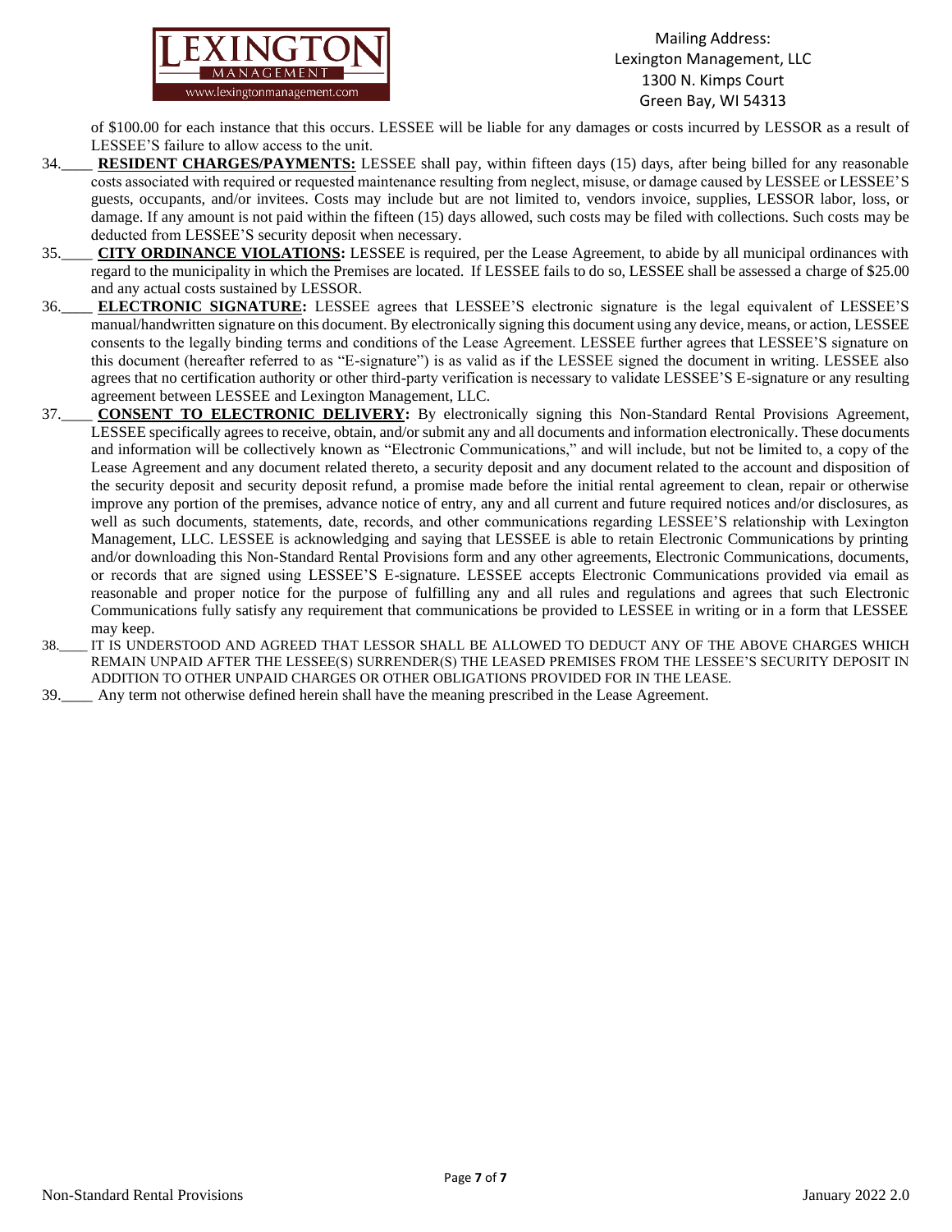of $100.00 for each instance that this occurs. LESSEE will be liable for any damages or costs incurred by LESSOR as a result of LESSEE'S failure to allow access to the unit.

34.____ **RESIDENT CHARGES/PAYMENTS:** LESSEE shall pay, within fifteen days (15) days, after being billed for any reasonable costs associated with required or requested maintenance resulting from neglect, misuse, or damage caused by LESSEE or LESSEE'S guests, occupants, and/or invitees. Costs may include but are not limited to, vendors invoice, supplies, LESSOR labor, loss, or damage. If any amount is not paid within the fifteen (15) days allowed, such costs may be filed with collections. Such costs may be deducted from LESSEE'S security deposit when necessary.

35.____ **CITY ORDINANCE VIOLATIONS:** LESSEE is required, per the Lease Agreement, to abide by all municipal ordinances with regard to the municipality in which the Premises are located. If LESSEE fails to do so, LESSEE shall be assessed a charge of $25.00 and any actual costs sustained by LESSOR.

36.____ **ELECTRONIC SIGNATURE:** LESSEE agrees that LESSEE'S electronic signature is the legal equivalent of LESSEE'S manual/handwritten signature on this document. By electronically signing this document using any device, means, or action, LESSEE consents to the legally binding terms and conditions of the Lease Agreement. LESSEE further agrees that LESSEE'S signature on this document (hereafter referred to as "E-signature") is as valid as if the LESSEE signed the document in writing. LESSEE also agrees that no certification authority or other third-party verification is necessary to validate LESSEE'S E-signature or any resulting agreement between LESSEE and Lexington Management, LLC.

37.____ **CONSENT TO ELECTRONIC DELIVERY:** By electronically signing this Non-Standard Rental Provisions Agreement, LESSEE specifically agrees to receive, obtain, and/or submit any and all documents and information electronically. These documents and information will be collectively known as "Electronic Communications," and will include, but not be limited to, a copy of the Lease Agreement and any document related thereto, a security deposit and any document related to the account and disposition of the security deposit and security deposit refund, a promise made before the initial rental agreement to clean, repair or otherwise improve any portion of the premises, advance notice of entry, any and all current and future required notices and/or disclosures, as well as such documents, statements, date, records, and other communications regarding LESSEE'S relationship with Lexington Management, LLC. LESSEE is acknowledging and saying that LESSEE is able to retain Electronic Communications by printing and/or downloading this Non-Standard Rental Provisions form and any other agreements, Electronic Communications, documents, or records that are signed using LESSEE'S E-signature. LESSEE accepts Electronic Communications provided via email as reasonable and proper notice for the purpose of fulfilling any and all rules and regulations and agrees that such Electronic Communications fully satisfy any requirement that communications be provided to LESSEE in writing or in a form that LESSEE may keep.

38.____ IT IS UNDERSTOOD AND AGREED THAT LESSOR SHALL BE ALLOWED TO DEDUCT ANY OF THE ABOVE CHARGES WHICH REMAIN UNPAID AFTER THE LESSEE(S) SURRENDER(S) THE LEASED PREMISES FROM THE LESSEE'S SECURITY DEPOSIT IN ADDITION TO OTHER UNPAID CHARGES OR OTHER OBLIGATIONS PROVIDED FOR IN THE LEASE.

39.____ Any term not otherwise defined herein shall have the meaning prescribed in the Lease Agreement.